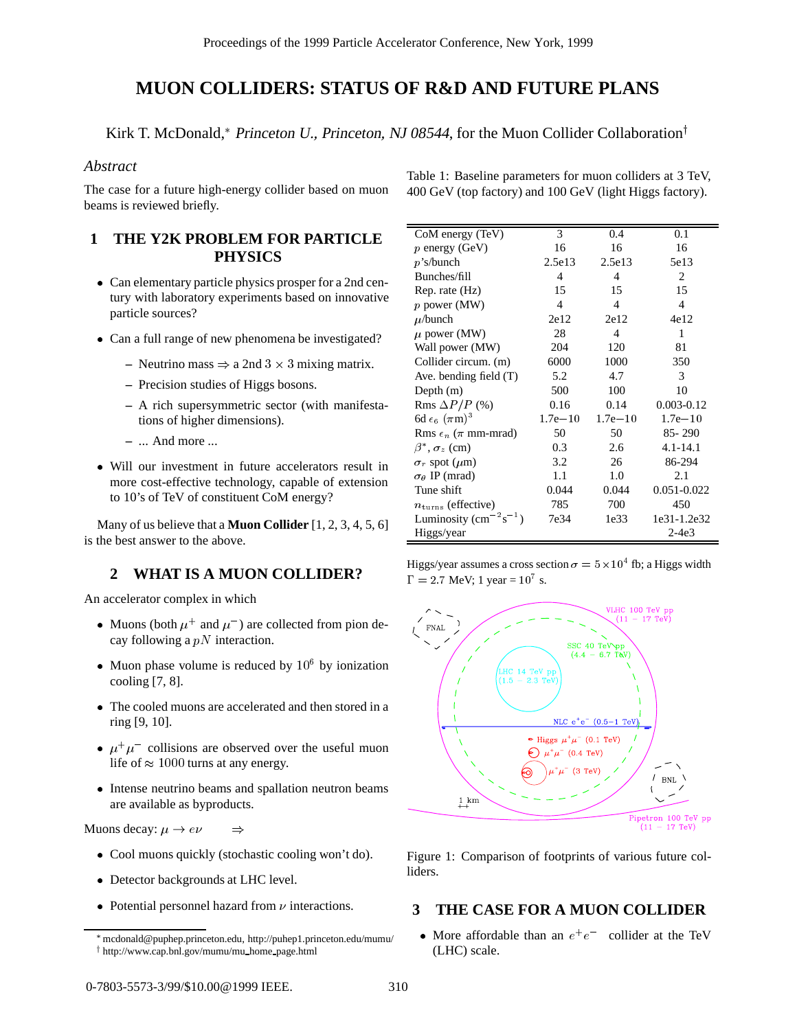# MUON COLLIDERS: STATUS OF R&D AND FUTURE PLANS

Kirk T. McDonald,* *Princeton U., Princeton, NJ 08544*, for the Muon Collider Collaboration†

*Abstract*

The case for a future high-energy collider based on muon beams is reviewed briefly.

## 1 THE Y2K PROBLEM FOR PARTICLE PHYSICS

- Can elementary particle physics prosper for a 2nd century with laboratory experiments based on innovative particle sources?
- Can a full range of new phenomena be investigated?
  - Neutrino mass $\Rightarrow$ a 2nd $3 \times 3$ mixing matrix.
  - Precision studies of Higgs bosons.
  - A rich supersymmetric sector (with manifestations of higher dimensions).
  - ... And more ...
- Will our investment in future accelerators result in more cost-effective technology, capable of extension to 10's of TeV of constituent CoM energy?

Many of us believe that a **Muon Collider** [1, 2, 3, 4, 5, 6] is the best answer to the above.

## 2 WHAT IS A MUON COLLIDER?

An accelerator complex in which

- Muons (both $\mu^+$ and $\mu^-$) are collected from pion decay following a $pN$ interaction.
- Muon phase volume is reduced by $10^6$ by ionization cooling [7, 8].
- The cooled muons are accelerated and then stored in a ring [9, 10].
- $\mu^+\mu^-$ collisions are observed over the useful muon life of $\approx$ 1000 turns at any energy.
- Intense neutrino beams and spallation neutron beams are available as byproducts.

Muons decay: $\mu \to e\nu \quad \Rightarrow$

- Cool muons quickly (stochastic cooling won't do).
- Detector backgrounds at LHC level.
- Potential personnel hazard from $\nu$ interactions.

Table 1: Baseline parameters for muon colliders at 3 TeV, 400 GeV (top factory) and 100 GeV (light Higgs factory).

| CoM energy (TeV) | 3 | 0.4 | 0.1 |
|---|---|---|---|
| $p$ energy (GeV) | 16 | 16 | 16 |
| $p$'s/bunch | 2.5e13 | 2.5e13 | 5e13 |
| Bunches/fill | 4 | 4 | 2 |
| Rep. rate (Hz) | 15 | 15 | 15 |
| $p$ power (MW) | 4 | 4 | 4 |
| $\mu$/bunch | 2e12 | 2e12 | 4e12 |
| $\mu$ power (MW) | 28 | 4 | 1 |
| Wall power (MW) | 204 | 120 | 81 |
| Collider circum. (m) | 6000 | 1000 | 350 |
| Ave. bending field (T) | 5.2 | 4.7 | 3 |
| Depth (m) | 500 | 100 | 10 |
| Rms $\Delta P/P$ (%) | 0.16 | 0.14 | 0.003-0.12 |
| 6d $\epsilon_6$ $(\pi\mathrm{m})^3$ | 1.7e−10 | 1.7e−10 | 1.7e−10 |
| Rms $\epsilon_n$ ($\pi$ mm-mrad) | 50 | 50 | 85- 290 |
| $\beta^*$, $\sigma_z$ (cm) | 0.3 | 2.6 | 4.1-14.1 |
| $\sigma_r$ spot ($\mu$m) | 3.2 | 26 | 86-294 |
| $\sigma_\theta$ IP (mrad) | 1.1 | 1.0 | 2.1 |
| Tune shift | 0.044 | 0.044 | 0.051-0.022 |
| $n_{\mathrm{turns}}$ (effective) | 785 | 700 | 450 |
| Luminosity (cm$^{-2}$s$^{-1}$) | 7e34 | 1e33 | 1e31-1.2e32 |
| Higgs/year | | | 2-4e3 |

Higgs/year assumes a cross section $\sigma = 5 \times 10^4$ fb; a Higgs width $\Gamma = 2.7$ MeV; 1 year = $10^7$ s.

Figure 1: Comparison of footprints of various future colliders.

## 3 THE CASE FOR A MUON COLLIDER

- More affordable than an $e^+e^-$ collider at the TeV (LHC) scale.

---

* mcdonald@puphep.princeton.edu, http://puphep1.princeton.edu/mumu/
† http://www.cap.bnl.gov/mumu/mu_home_page.html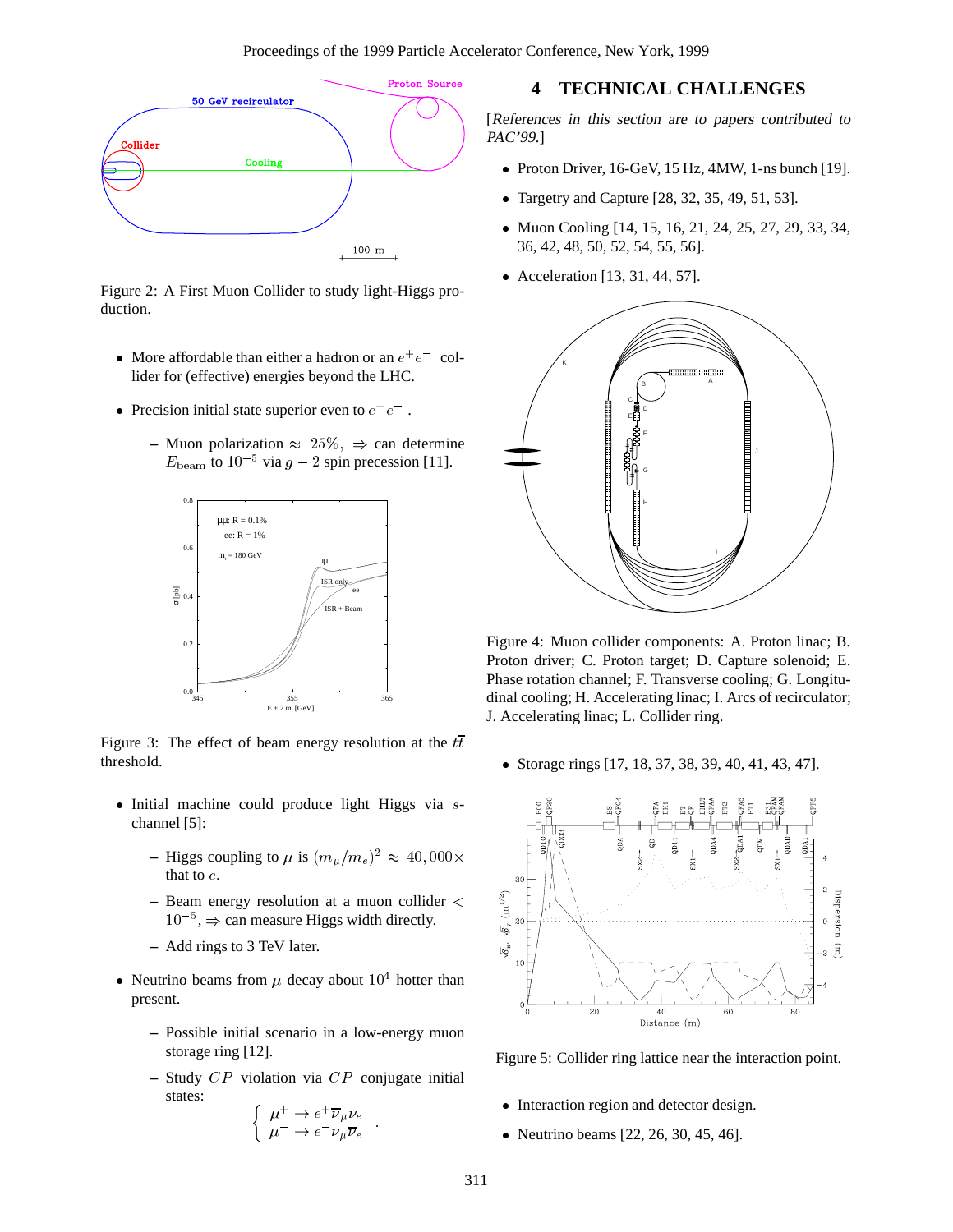Figure 2: A First Muon Collider to study light-Higgs production.

- More affordable than either a hadron or an $e^+e^-$ collider for (effective) energies beyond the LHC.
- Precision initial state superior even to $e^+e^-$ .
  - Muon polarization $\approx 25\%$, $\Rightarrow$ can determine $E_{\rm beam}$ to $10^{-5}$ via $g-2$ spin precession [11].

Figure 3: The effect of beam energy resolution at the $t\overline{t}$ threshold.

- Initial machine could produce light Higgs via $s$-channel [5]:
  - Higgs coupling to $\mu$ is $(m_\mu/m_e)^2 \approx 40,000\times$ that to $e$.
  - Beam energy resolution at a muon collider $< 10^{-5}$, $\Rightarrow$ can measure Higgs width directly.
  - Add rings to 3 TeV later.
- Neutrino beams from $\mu$ decay about $10^4$ hotter than present.
  - Possible initial scenario in a low-energy muon storage ring [12].
  - Study $CP$ violation via $CP$ conjugate initial states:

$$\left\{ \begin{array}{l} \mu^+ \rightarrow e^+\overline{\nu}_\mu\nu_e \\ \mu^- \rightarrow e^-\nu_\mu\overline{\nu}_e \end{array} \right. .$$

## 4 TECHNICAL CHALLENGES

[*References in this section are to papers contributed to PAC'99.*]

- Proton Driver, 16-GeV, 15 Hz, 4MW, 1-ns bunch [19].
- Targetry and Capture [28, 32, 35, 49, 51, 53].
- Muon Cooling [14, 15, 16, 21, 24, 25, 27, 29, 33, 34, 36, 42, 48, 50, 52, 54, 55, 56].
- Acceleration [13, 31, 44, 57].

Figure 4: Muon collider components: A. Proton linac; B. Proton driver; C. Proton target; D. Capture solenoid; E. Phase rotation channel; F. Transverse cooling; G. Longitudinal cooling; H. Accelerating linac; I. Arcs of recirculator; J. Accelerating linac; L. Collider ring.

- Storage rings [17, 18, 37, 38, 39, 40, 41, 43, 47].

Figure 5: Collider ring lattice near the interaction point.

- Interaction region and detector design.
- Neutrino beams [22, 26, 30, 45, 46].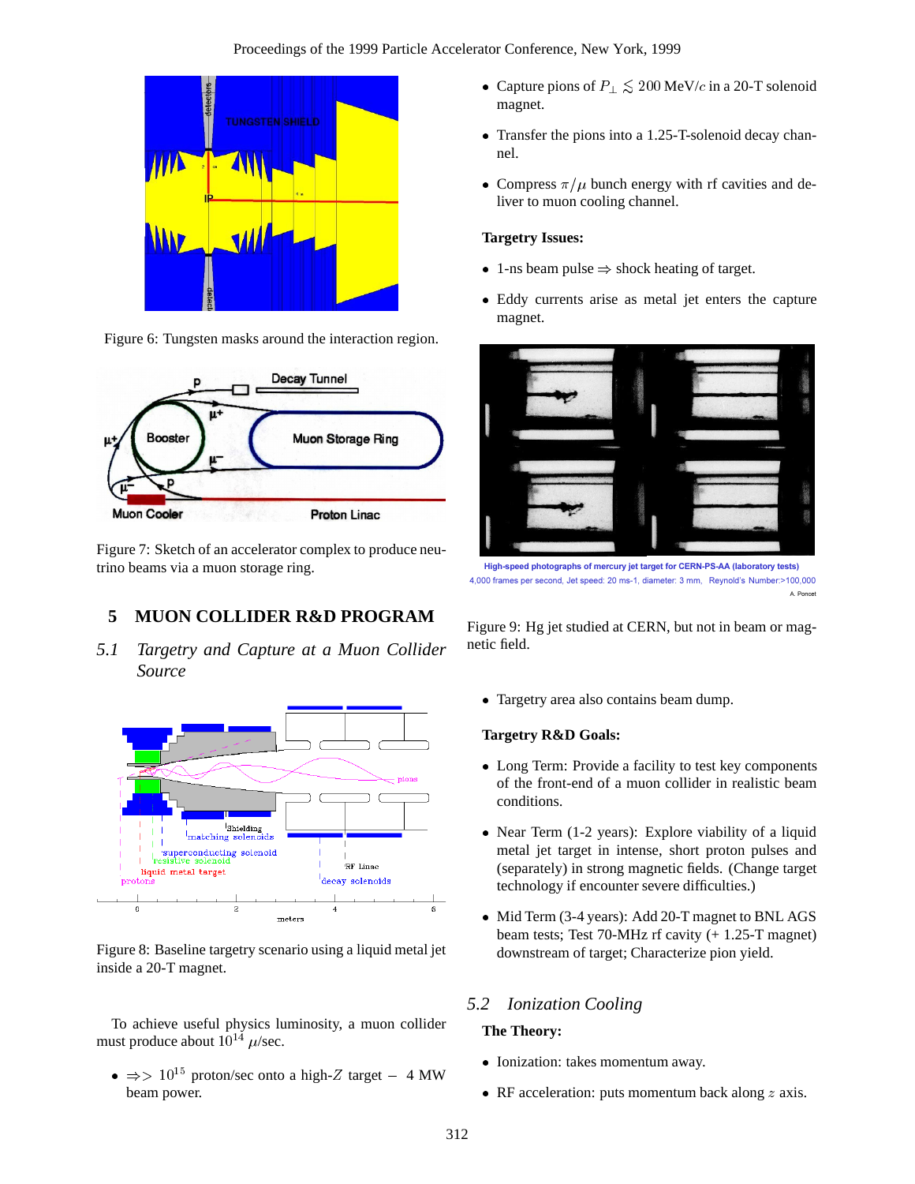Figure 6: Tungsten masks around the interaction region.

Figure 7: Sketch of an accelerator complex to produce neutrino beams via a muon storage ring.

## 5 MUON COLLIDER R&D PROGRAM

### *5.1 Targetry and Capture at a Muon Collider Source*

Figure 8: Baseline targetry scenario using a liquid metal jet inside a 20-T magnet.

To achieve useful physics luminosity, a muon collider must produce about $10^{14}$ $\mu$/sec.

- $\Rightarrow >$ $10^{15}$ proton/sec onto a high-$Z$ target – 4 MW beam power.
- Capture pions of $P_{\perp} \lesssim 200$ MeV/$c$ in a 20-T solenoid magnet.
- Transfer the pions into a 1.25-T-solenoid decay channel.
- Compress $\pi/\mu$ bunch energy with rf cavities and deliver to muon cooling channel.

**Targetry Issues:**

- 1-ns beam pulse $\Rightarrow$ shock heating of target.
- Eddy currents arise as metal jet enters the capture magnet.

Figure 9: Hg jet studied at CERN, but not in beam or magnetic field.

- Targetry area also contains beam dump.

**Targetry R&D Goals:**

- Long Term: Provide a facility to test key components of the front-end of a muon collider in realistic beam conditions.
- Near Term (1-2 years): Explore viability of a liquid metal jet target in intense, short proton pulses and (separately) in strong magnetic fields. (Change target technology if encounter severe difficulties.)
- Mid Term (3-4 years): Add 20-T magnet to BNL AGS beam tests; Test 70-MHz rf cavity (+ 1.25-T magnet) downstream of target; Characterize pion yield.

### *5.2 Ionization Cooling*

**The Theory:**

- Ionization: takes momentum away.
- RF acceleration: puts momentum back along $z$ axis.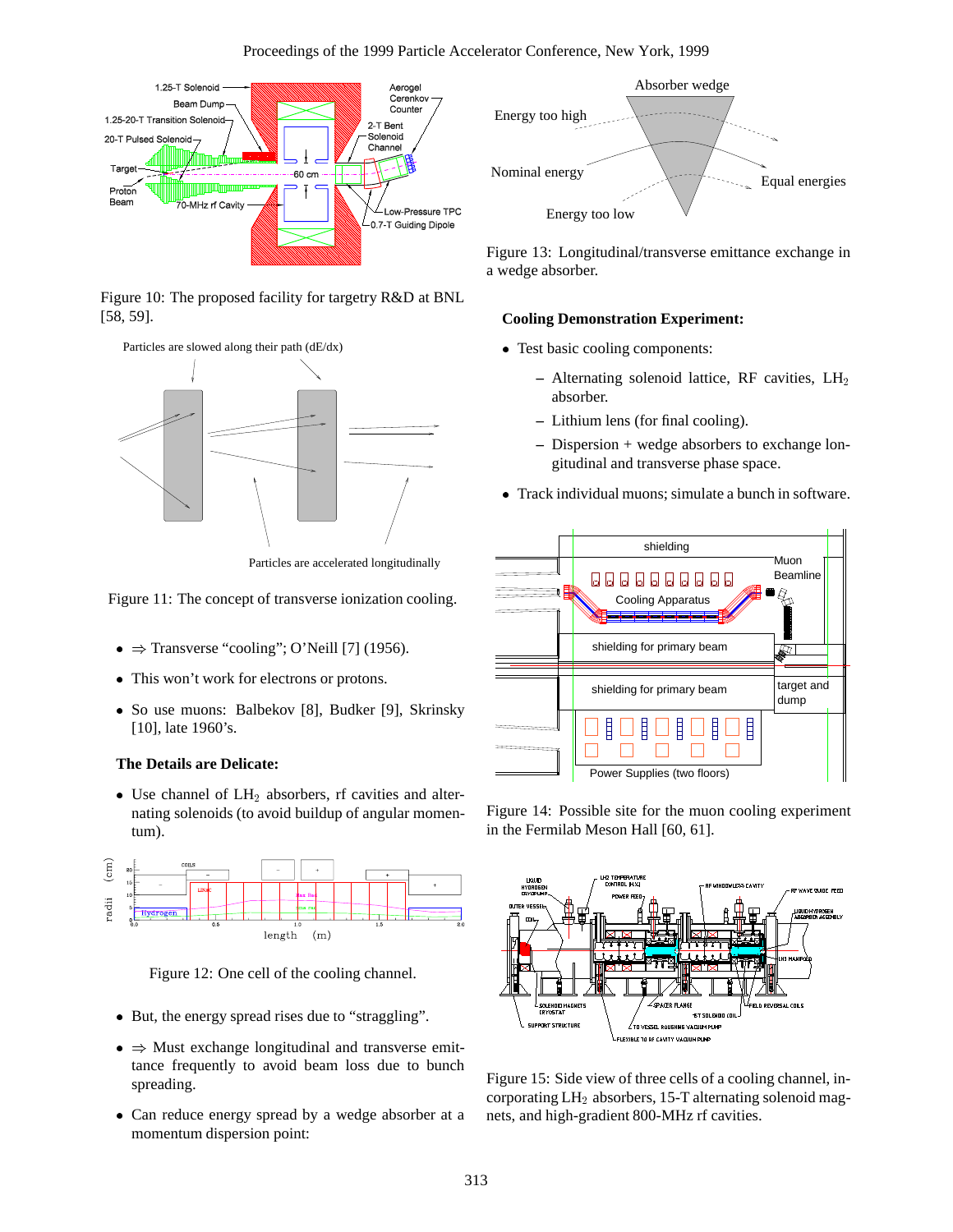Figure 10: The proposed facility for targetry R&D at BNL [58, 59].

Figure 11: The concept of transverse ionization cooling.

- ⇒ Transverse "cooling"; O'Neill [7] (1956).
- This won't work for electrons or protons.
- So use muons: Balbekov [8], Budker [9], Skrinsky [10], late 1960's.

**The Details are Delicate:**

- Use channel of $LH_2$ absorbers, rf cavities and alternating solenoids (to avoid buildup of angular momentum).

Figure 12: One cell of the cooling channel.

- But, the energy spread rises due to "straggling".
- ⇒ Must exchange longitudinal and transverse emittance frequently to avoid beam loss due to bunch spreading.
- Can reduce energy spread by a wedge absorber at a momentum dispersion point:

Figure 13: Longitudinal/transverse emittance exchange in a wedge absorber.

**Cooling Demonstration Experiment:**

- Test basic cooling components:
  - Alternating solenoid lattice, RF cavities, $LH_2$ absorber.
  - Lithium lens (for final cooling).
  - Dispersion + wedge absorbers to exchange longitudinal and transverse phase space.
- Track individual muons; simulate a bunch in software.

Figure 14: Possible site for the muon cooling experiment in the Fermilab Meson Hall [60, 61].

Figure 15: Side view of three cells of a cooling channel, incorporating $LH_2$ absorbers, 15-T alternating solenoid magnets, and high-gradient 800-MHz rf cavities.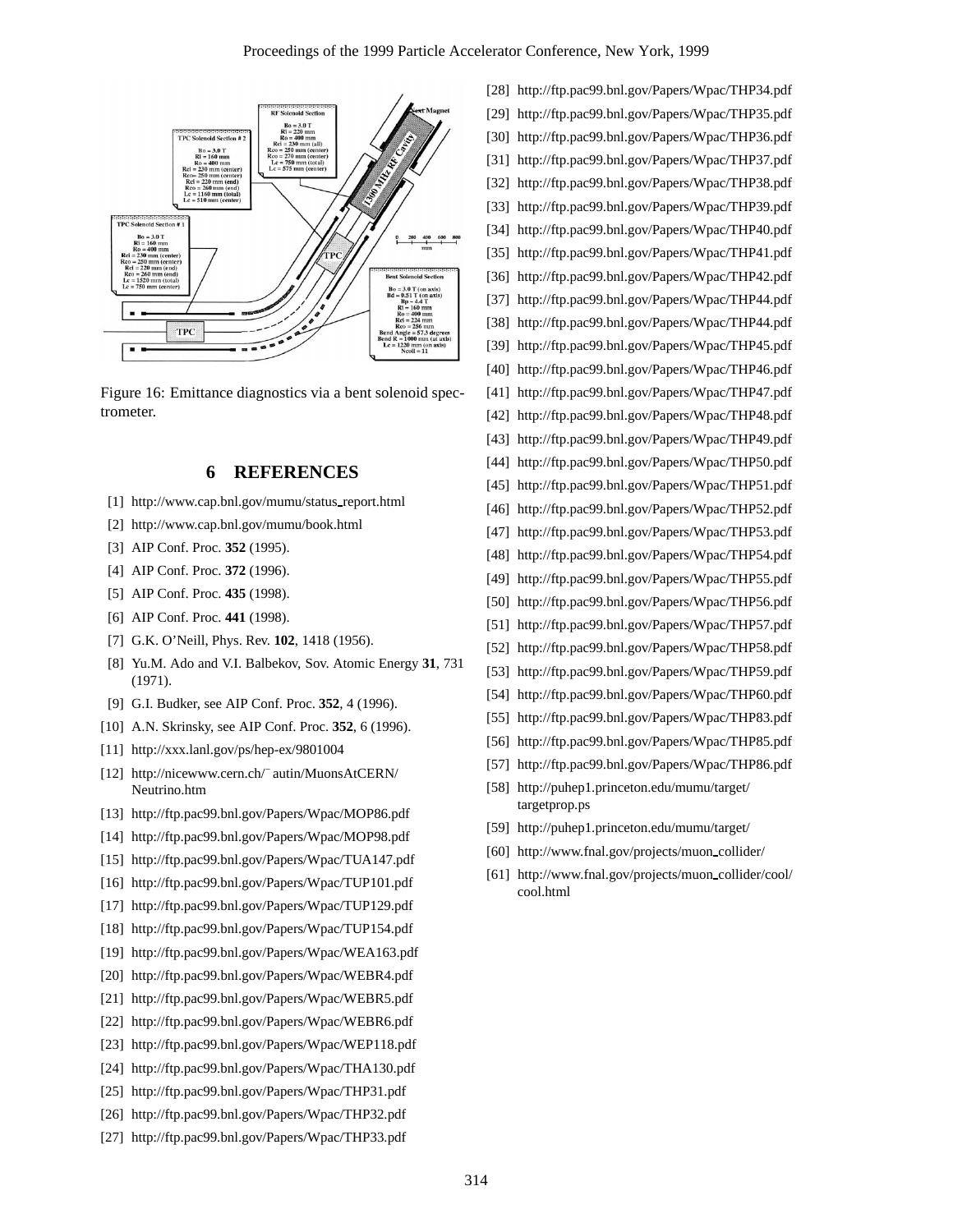Figure 16: Emittance diagnostics via a bent solenoid spectrometer.

## 6 REFERENCES

[1] http://www.cap.bnl.gov/mumu/status_report.html

[2] http://www.cap.bnl.gov/mumu/book.html

[3] AIP Conf. Proc. **352** (1995).

[4] AIP Conf. Proc. **372** (1996).

[5] AIP Conf. Proc. **435** (1998).

[6] AIP Conf. Proc. **441** (1998).

[7] G.K. O'Neill, Phys. Rev. **102**, 1418 (1956).

[8] Yu.M. Ado and V.I. Balbekov, Sov. Atomic Energy **31**, 731 (1971).

[9] G.I. Budker, see AIP Conf. Proc. **352**, 4 (1996).

[10] A.N. Skrinsky, see AIP Conf. Proc. **352**, 6 (1996).

[11] http://xxx.lanl.gov/ps/hep-ex/9801004

[12] http://nicewww.cern.ch/~autin/MuonsAtCERN/Neutrino.htm

[13] http://ftp.pac99.bnl.gov/Papers/Wpac/MOP86.pdf

[14] http://ftp.pac99.bnl.gov/Papers/Wpac/MOP98.pdf

[15] http://ftp.pac99.bnl.gov/Papers/Wpac/TUA147.pdf

[16] http://ftp.pac99.bnl.gov/Papers/Wpac/TUP101.pdf

[17] http://ftp.pac99.bnl.gov/Papers/Wpac/TUP129.pdf

[18] http://ftp.pac99.bnl.gov/Papers/Wpac/TUP154.pdf

[19] http://ftp.pac99.bnl.gov/Papers/Wpac/WEA163.pdf

[20] http://ftp.pac99.bnl.gov/Papers/Wpac/WEBR4.pdf

[21] http://ftp.pac99.bnl.gov/Papers/Wpac/WEBR5.pdf

[22] http://ftp.pac99.bnl.gov/Papers/Wpac/WEBR6.pdf

[23] http://ftp.pac99.bnl.gov/Papers/Wpac/WEP118.pdf

[24] http://ftp.pac99.bnl.gov/Papers/Wpac/THA130.pdf

[25] http://ftp.pac99.bnl.gov/Papers/Wpac/THP31.pdf

[26] http://ftp.pac99.bnl.gov/Papers/Wpac/THP32.pdf

[27] http://ftp.pac99.bnl.gov/Papers/Wpac/THP33.pdf

[28] http://ftp.pac99.bnl.gov/Papers/Wpac/THP34.pdf

[29] http://ftp.pac99.bnl.gov/Papers/Wpac/THP35.pdf

[30] http://ftp.pac99.bnl.gov/Papers/Wpac/THP36.pdf

[31] http://ftp.pac99.bnl.gov/Papers/Wpac/THP37.pdf

[32] http://ftp.pac99.bnl.gov/Papers/Wpac/THP38.pdf

[33] http://ftp.pac99.bnl.gov/Papers/Wpac/THP39.pdf

[34] http://ftp.pac99.bnl.gov/Papers/Wpac/THP40.pdf

[35] http://ftp.pac99.bnl.gov/Papers/Wpac/THP41.pdf

[36] http://ftp.pac99.bnl.gov/Papers/Wpac/THP42.pdf

[37] http://ftp.pac99.bnl.gov/Papers/Wpac/THP44.pdf

[38] http://ftp.pac99.bnl.gov/Papers/Wpac/THP44.pdf

[39] http://ftp.pac99.bnl.gov/Papers/Wpac/THP45.pdf

[40] http://ftp.pac99.bnl.gov/Papers/Wpac/THP46.pdf

[41] http://ftp.pac99.bnl.gov/Papers/Wpac/THP47.pdf

[42] http://ftp.pac99.bnl.gov/Papers/Wpac/THP48.pdf

[43] http://ftp.pac99.bnl.gov/Papers/Wpac/THP49.pdf

[44] http://ftp.pac99.bnl.gov/Papers/Wpac/THP50.pdf

[45] http://ftp.pac99.bnl.gov/Papers/Wpac/THP51.pdf

[46] http://ftp.pac99.bnl.gov/Papers/Wpac/THP52.pdf

[47] http://ftp.pac99.bnl.gov/Papers/Wpac/THP53.pdf

[48] http://ftp.pac99.bnl.gov/Papers/Wpac/THP54.pdf

[49] http://ftp.pac99.bnl.gov/Papers/Wpac/THP55.pdf

[50] http://ftp.pac99.bnl.gov/Papers/Wpac/THP56.pdf

[51] http://ftp.pac99.bnl.gov/Papers/Wpac/THP57.pdf

[52] http://ftp.pac99.bnl.gov/Papers/Wpac/THP58.pdf

[53] http://ftp.pac99.bnl.gov/Papers/Wpac/THP59.pdf

[54] http://ftp.pac99.bnl.gov/Papers/Wpac/THP60.pdf

[55] http://ftp.pac99.bnl.gov/Papers/Wpac/THP83.pdf

[56] http://ftp.pac99.bnl.gov/Papers/Wpac/THP85.pdf

[57] http://ftp.pac99.bnl.gov/Papers/Wpac/THP86.pdf

[58] http://puhep1.princeton.edu/mumu/target/targetprop.ps

[59] http://puhep1.princeton.edu/mumu/target/

[60] http://www.fnal.gov/projects/muon_collider/

[61] http://www.fnal.gov/projects/muon_collider/cool/cool.html